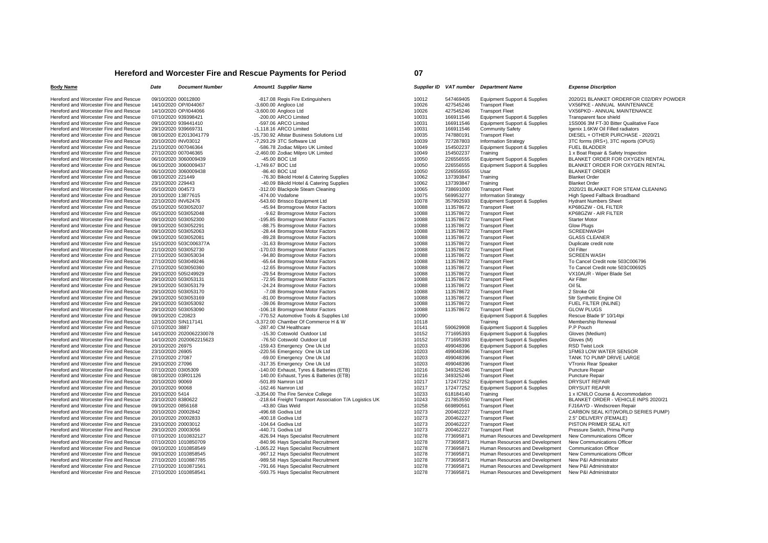# Hereford and Worcester Fire and Rescue Payments for Period 07

| Body Name | Date | Document Number | Amount1 | Supplier Name | Supplier ID | VAT number | Department Name | Expense Discription |
|---|---|---|---|---|---|---|---|---|
| Hereford and Worcester Fire and Rescue | 09/10/2020 | 00012800 | -817.08 | Regis Fire Extinguishers | 10012 | 547469405 | Equipment Support & Supplies | 2020/21 BLANKET ORDERFOR C02/DRY POWDER |
| Hereford and Worcester Fire and Rescue | 14/10/2020 | OP/I044067 | -3,600.00 | Angloco Ltd | 10026 | 427545246 | Transport Fleet | VX56PKE - ANNUAL MAINTENANCE |
| Hereford and Worcester Fire and Rescue | 14/10/2020 | OP/I044066 | -3,600.00 | Angloco Ltd | 10026 | 427545246 | Transport Fleet | VX56PKD - ANNUAL MAINTENANCE |
| Hereford and Worcester Fire and Rescue | 07/10/2020 | 939398421 | -200.00 | ARCO Limited | 10031 | 166911546 | Equipment Support & Supplies | Transparent face shield |
| Hereford and Worcester Fire and Rescue | 09/10/2020 | 939441410 | -597.06 | ARCO Limited | 10031 | 166911546 | Equipment Support & Supplies | 1SS006 3M FT-30 Bitter Qualitative Face |
| Hereford and Worcester Fire and Rescue | 29/10/2020 | 939669731 | -1,118.16 | ARCO Limited | 10031 | 166911546 | Community Safety | Igenix 1.6KW Oil Filled radiators |
| Hereford and Worcester Fire and Rescue | 08/10/2020 | E2013041779 | -15,730.92 | Allstar Business Solutions Ltd | 10035 | 747880191 | Transport Fleet | DIESEL + OTHER PURCHASE - 2020/21 |
| Hereford and Worcester Fire and Rescue | 20/10/2020 | INV03012 | -7,293.29 | 3TC Software Ltd | 10039 | 727287803 | Information Strategy | 3TC forms (IRS+), 3TC reports (OPUS) |
| Hereford and Worcester Fire and Rescue | 21/10/2020 | 007046364 | -586.78 | Zodiac Milpro UK Limited | 10049 | 154502237 | Equipment Support & Supplies | FUEL BLADDER |
| Hereford and Worcester Fire and Rescue | 27/10/2020 | 007046365 | -2,460.00 | Zodiac Milpro UK Limited | 10049 | 154502237 | Training | 1 x Boat Repair & Safety Inspection |
| Hereford and Worcester Fire and Rescue | 06/10/2020 | 3060009439 | -45.00 | BOC Ltd | 10050 | 226556555 | Equipment Support & Supplies | BLANKET ORDER FOR OXYGEN RENTAL |
| Hereford and Worcester Fire and Rescue | 06/10/2020 | 3060009437 | -1,749.67 | BOC Ltd | 10050 | 226556555 | Equipment Support & Supplies | BLANKET ORDER FOR OXYGEN RENTAL |
| Hereford and Worcester Fire and Rescue | 06/10/2020 | 3060009438 | -86.40 | BOC Ltd | 10050 | 226556555 | Usar | BLANKET ORDER |
| Hereford and Worcester Fire and Rescue | 08/10/2020 | 221449 | -76.30 | Bikold Hotel & Catering Supplies | 10062 | 137393847 | Training | Blanket Order |
| Hereford and Worcester Fire and Rescue | 23/10/2020 | 229443 | -40.09 | Bikold Hotel & Catering Supplies | 10062 | 137393847 | Training | Blanket Order |
| Hereford and Worcester Fire and Rescue | 05/10/2020 | 004573 | -312.00 | Blackpole Steam Cleaning | 10065 | 738691000 | Transport Fleet | 2020/21 BLANKET FOR STEAM CLEANING |
| Hereford and Worcester Fire and Rescue | 20/10/2020 | 13877615 | -474.00 | Vodafone | 10075 | 569953277 | Information Strategy | High Speed Fallback Broadband |
| Hereford and Worcester Fire and Rescue | 22/10/2020 | INV62476 | -543.60 | Brissco Equipment Ltd | 10078 | 357992593 | Equipment Support & Supplies | Hydrant Numbers Sheet |
| Hereford and Worcester Fire and Rescue | 05/10/2020 | 503I052037 | -45.94 | Bromsgrove Motor Factors | 10088 | 113578672 | Transport Fleet | KP68GZW - OIL FILTER |
| Hereford and Worcester Fire and Rescue | 05/10/2020 | 503I052048 | -9.62 | Bromsgrove Motor Factors | 10088 | 113578672 | Transport Fleet | KP68GZW - AIR FILTER |
| Hereford and Worcester Fire and Rescue | 09/10/2020 | 503I052300 | -195.85 | Bromsgrove Motor Factors | 10088 | 113578672 | Transport Fleet | Starter Motor |
| Hereford and Worcester Fire and Rescue | 09/10/2020 | 503I052291 | -88.75 | Bromsgrove Motor Factors | 10088 | 113578672 | Transport Fleet | Glow Plugs |
| Hereford and Worcester Fire and Rescue | 09/10/2020 | 503I052063 | -28.44 | Bromsgrove Motor Factors | 10088 | 113578672 | Transport Fleet | SCREENWASH |
| Hereford and Worcester Fire and Rescue | 09/10/2020 | 503I052081 | -89.28 | Bromsgrove Motor Factors | 10088 | 113578672 | Transport Fleet | GLASS CLEANER |
| Hereford and Worcester Fire and Rescue | 15/10/2020 | 503C006377A | -31.63 | Bromsgrove Motor Factors | 10088 | 113578672 | Transport Fleet | Duplicate credit note |
| Hereford and Worcester Fire and Rescue | 21/10/2020 | 503I052730 | -170.03 | Bromsgrove Motor Factors | 10088 | 113578672 | Transport Fleet | Oil Filter |
| Hereford and Worcester Fire and Rescue | 27/10/2020 | 503I053034 | -94.80 | Bromsgrove Motor Factors | 10088 | 113578672 | Transport Fleet | SCREEN WASH |
| Hereford and Worcester Fire and Rescue | 27/10/2020 | 503I049246 | -65.64 | Bromsgrove Motor Factors | 10088 | 113578672 | Transport Fleet | To Cancel Credit note 503C006796 |
| Hereford and Worcester Fire and Rescue | 27/10/2020 | 503I050360 | -12.65 | Bromsgrove Motor Factors | 10088 | 113578672 | Transport Fleet | To Cancel Credit note 503C006925 |
| Hereford and Worcester Fire and Rescue | 29/10/2020 | 505I249929 | -29.54 | Bromsgrove Motor Factors | 10088 | 113578672 | Transport Fleet | VX10AUR - Wiper Blade Set |
| Hereford and Worcester Fire and Rescue | 29/10/2020 | 503I053131 | -72.95 | Bromsgrove Motor Factors | 10088 | 113578672 | Transport Fleet | Air Filter |
| Hereford and Worcester Fire and Rescue | 29/10/2020 | 503I053179 | -24.24 | Bromsgrove Motor Factors | 10088 | 113578672 | Transport Fleet | Oil 5L |
| Hereford and Worcester Fire and Rescue | 29/10/2020 | 503I053170 | -7.08 | Bromsgrove Motor Factors | 10088 | 113578672 | Transport Fleet | 2 Stroke Oil |
| Hereford and Worcester Fire and Rescue | 29/10/2020 | 503I053169 | -81.00 | Bromsgrove Motor Factors | 10088 | 113578672 | Transport Fleet | 5ltr Synthetic Engine Oil |
| Hereford and Worcester Fire and Rescue | 29/10/2020 | 503I053092 | -39.06 | Bromsgrove Motor Factors | 10088 | 113578672 | Transport Fleet | FUEL FILTER (INLINE) |
| Hereford and Worcester Fire and Rescue | 29/10/2020 | 503I053090 | -106.18 | Bromsgrove Motor Factors | 10088 | 113578672 | Transport Fleet | GLOW PLUGS |
| Hereford and Worcester Fire and Rescue | 09/10/2020 | C20823 | -770.52 | Automotive Tools & Supplies Ltd | 10090 | | Equipment Support & Supplies | Rescue Blade 9" 10/14tpi |
| Hereford and Worcester Fire and Rescue | 12/10/2020 | SIN117141 | -3,372.00 | Chamber Of Commerce H & W | 10118 | | Training | Membership Renewal |
| Hereford and Worcester Fire and Rescue | 07/10/2020 | 3887 | -287.40 | CM Healthcare | 10141 | 590629908 | Equipment Support & Supplies | P.P Pouch |
| Hereford and Worcester Fire and Rescue | 14/10/2020 | 2020062230078 | -15.30 | Cotswold Outdoor Ltd | 10152 | 771695393 | Equipment Support & Supplies | Gloves (Medium) |
| Hereford and Worcester Fire and Rescue | 14/10/2020 | 2020062215623 | -76.50 | Cotswold Outdoor Ltd | 10152 | 771695393 | Equipment Support & Supplies | Gloves (M) |
| Hereford and Worcester Fire and Rescue | 20/10/2020 | 26975 | -159.43 | Emergency One Uk Ltd | 10203 | 499048396 | Equipment Support & Supplies | RSD Twist Lock |
| Hereford and Worcester Fire and Rescue | 23/10/2020 | 26905 | -220.56 | Emergency One Uk Ltd | 10203 | 499048396 | Transport Fleet | 1FM63 LOW WATER SENSOR |
| Hereford and Worcester Fire and Rescue | 27/10/2020 | 27087 | -69.00 | Emergency One Uk Ltd | 10203 | 499048396 | Transport Fleet | TANK TO PUMP DRIVE LARGE |
| Hereford and Worcester Fire and Rescue | 29/10/2020 | 27096 | -317.35 | Emergency One Uk Ltd | 10203 | 499048396 | Transport Fleet | VTronix Rear Speaker |
| Hereford and Worcester Fire and Rescue | 07/10/2020 | 03I05309 | -140.00 | Exhaust, Tyres & Batteries (ETB) | 10216 | 349325246 | Transport Fleet | Puncture Repair |
| Hereford and Worcester Fire and Rescue | 08/10/2020 | 03R01126 | 140.00 | Exhaust, Tyres & Batteries (ETB) | 10216 | 349325246 | Transport Fleet | Puncture Repair |
| Hereford and Worcester Fire and Rescue | 20/10/2020 | 90069 | -501.89 | Namron Ltd | 10217 | 172477252 | Equipment Support & Supplies | DRYSUIT REPAIR |
| Hereford and Worcester Fire and Rescue | 20/10/2020 | 90068 | -162.46 | Namron Ltd | 10217 | 172477252 | Equipment Support & Supplies | DRYSUIT REAPIR |
| Hereford and Worcester Fire and Rescue | 20/10/2020 | 5414 | -3,354.00 | The Fire Service College | 10233 | 618184140 | Training | 1 x ICNILO Course & Accommodation |
| Hereford and Worcester Fire and Rescue | 23/10/2020 | 8380622 | -218.64 | Freight Transport Association T/A Logistics UK | 10243 | 217853550 | Transport Fleet | BLANKET ORDER - VEHICLE INPS 2020/21 |
| Hereford and Worcester Fire and Rescue | 09/10/2020 | 0856168 | -43.80 | Glas Weld | 10258 | 669890561 | Transport Fleet | FJ16AYD - Windscreen Repair |
| Hereford and Worcester Fire and Rescue | 20/10/2020 | 20002842 | -496.68 | Godiva Ltd | 10273 | 200462227 | Transport Fleet | CARBON SEAL KIT(WORLD SERIES PUMP) |
| Hereford and Worcester Fire and Rescue | 20/10/2020 | 20002833 | -400.18 | Godiva Ltd | 10273 | 200462227 | Transport Fleet | 2.5" DELIVERY (FEMALE) |
| Hereford and Worcester Fire and Rescue | 23/10/2020 | 20003012 | -104.64 | Godiva Ltd | 10273 | 200462227 | Transport Fleet | PISTON PRIMER SEAL KIT |
| Hereford and Worcester Fire and Rescue | 29/10/2020 | 20003056 | -440.71 | Godiva Ltd | 10273 | 200462227 | Transport Fleet | Pressure Switch, Prima Pump |
| Hereford and Worcester Fire and Rescue | 07/10/2020 | 1010832127 | -826.94 | Hays Specialist Recruitment | 10278 | 773695871 | Human Resources and Development | New Communications Officer |
| Hereford and Worcester Fire and Rescue | 07/10/2020 | 1010850709 | -840.96 | Hays Specialist Recruitment | 10278 | 773695871 | Human Resources and Development | New Communications Officer |
| Hereford and Worcester Fire and Rescue | 09/10/2020 | 1010858549 | -1,065.22 | Hays Specialist Recruitment | 10278 | 773695871 | Human Resources and Development | Communication Officer |
| Hereford and Worcester Fire and Rescue | 09/10/2020 | 1010858545 | -967.12 | Hays Specialist Recruitment | 10278 | 773695871 | Human Resources and Development | New Communications Officer |
| Hereford and Worcester Fire and Rescue | 27/10/2020 | 1010887785 | -989.58 | Hays Specialist Recruitment | 10278 | 773695871 | Human Resources and Development | New P&I Administrator |
| Hereford and Worcester Fire and Rescue | 27/10/2020 | 1010871561 | -791.66 | Hays Specialist Recruitment | 10278 | 773695871 | Human Resources and Development | New P&I Administrator |
| Hereford and Worcester Fire and Rescue | 27/10/2020 | 1010858541 | -593.75 | Hays Specialist Recruitment | 10278 | 773695871 | Human Resources and Development | New P&I Administrator |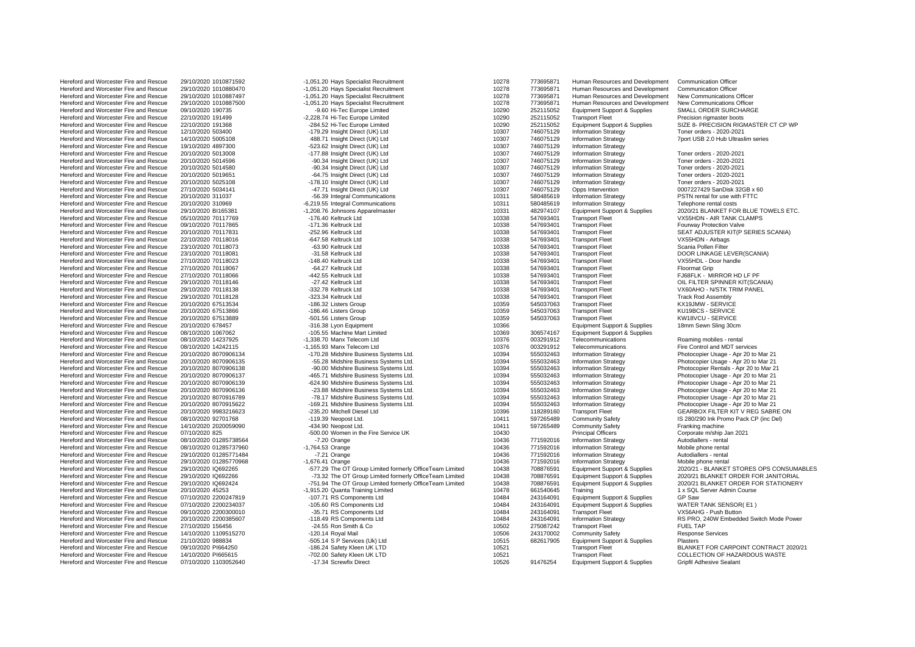| | | | | | | | | |
|---|---|---|---|---|---|---|---|---|
| Hereford and Worcester Fire and Rescue | 29/10/2020 | 1010871592 | -1,051.20 | Hays Specialist Recruitment | 10278 | 773695871 | Human Resources and Development | Communication Officer |
| Hereford and Worcester Fire and Rescue | 29/10/2020 | 1010880470 | -1,051.20 | Hays Specialist Recruitment | 10278 | 773695871 | Human Resources and Development | Communication Officer |
| Hereford and Worcester Fire and Rescue | 29/10/2020 | 1010887497 | -1,051.20 | Hays Specialist Recruitment | 10278 | 773695871 | Human Resources and Development | New Communications Officer |
| Hereford and Worcester Fire and Rescue | 29/10/2020 | 1010887500 | -1,051.20 | Hays Specialist Recruitment | 10278 | 773695871 | Human Resources and Development | New Communications Officer |
| Hereford and Worcester Fire and Rescue | 09/10/2020 | 190735 | -9.60 | Hi-Tec Europe Limited | 10290 | 252115052 | Equipment Support & Supplies | SMALL ORDER SURCHARGE |
| Hereford and Worcester Fire and Rescue | 22/10/2020 | 191499 | -2,228.74 | Hi-Tec Europe Limited | 10290 | 252115052 | Transport Fleet | Precision rigmaster boots |
| Hereford and Worcester Fire and Rescue | 22/10/2020 | 191368 | -284.52 | Hi-Tec Europe Limited | 10290 | 252115052 | Equipment Support & Supplies | SIZE 8- PRECISION RIGMASTER CT CP WP |
| Hereford and Worcester Fire and Rescue | 12/10/2020 | 503400 | -179.29 | Insight Direct (UK) Ltd | 10307 | 746075129 | Information Strategy | Toner orders - 2020-2021 |
| Hereford and Worcester Fire and Rescue | 14/10/2020 | 5005108 | 488.71 | Insight Direct (UK) Ltd | 10307 | 746075129 | Information Strategy | 7port USB 2.0 Hub Ultraslim series |
| Hereford and Worcester Fire and Rescue | 19/10/2020 | 4897300 | -523.62 | Insight Direct (UK) Ltd | 10307 | 746075129 | Information Strategy | |
| Hereford and Worcester Fire and Rescue | 20/10/2020 | 5013008 | -177.88 | Insight Direct (UK) Ltd | 10307 | 746075129 | Information Strategy | Toner orders - 2020-2021 |
| Hereford and Worcester Fire and Rescue | 20/10/2020 | 5014596 | -90.34 | Insight Direct (UK) Ltd | 10307 | 746075129 | Information Strategy | Toner orders - 2020-2021 |
| Hereford and Worcester Fire and Rescue | 20/10/2020 | 5014580 | -90.34 | Insight Direct (UK) Ltd | 10307 | 746075129 | Information Strategy | Toner orders - 2020-2021 |
| Hereford and Worcester Fire and Rescue | 20/10/2020 | 5019651 | -64.75 | Insight Direct (UK) Ltd | 10307 | 746075129 | Information Strategy | Toner orders - 2020-2021 |
| Hereford and Worcester Fire and Rescue | 20/10/2020 | 5025108 | -178.10 | Insight Direct (UK) Ltd | 10307 | 746075129 | Information Strategy | Toner orders - 2020-2021 |
| Hereford and Worcester Fire and Rescue | 27/10/2020 | 5034141 | -47.71 | Insight Direct (UK) Ltd | 10307 | 746075129 | Opps Intervention | 0007227429 SanDisk 32GB x 60 |
| Hereford and Worcester Fire and Rescue | 20/10/2020 | 311037 | -56.39 | Integral Communications | 10311 | 580485619 | Information Strategy | PSTN rental for use with FTTC |
| Hereford and Worcester Fire and Rescue | 20/10/2020 | 310969 | -6,219.55 | Integral Communications | 10311 | 580485619 | Information Strategy | Telephone rental costs |
| Hereford and Worcester Fire and Rescue | 29/10/2020 | BI165381 | -1,208.76 | Johnsons Apparelmaster | 10331 | 482974107 | Equipment Support & Supplies | 2020/21 BLANKET FOR BLUE TOWELS ETC. |
| Hereford and Worcester Fire and Rescue | 05/10/2020 | 70117769 | -176.40 | Keltruck Ltd | 10338 | 547693401 | Transport Fleet | VX55HDN - AIR TANK CLAMPS |
| Hereford and Worcester Fire and Rescue | 09/10/2020 | 70117865 | -171.36 | Keltruck Ltd | 10338 | 547693401 | Transport Fleet | Fourway Protection Valve |
| Hereford and Worcester Fire and Rescue | 20/10/2020 | 70117831 | -252.96 | Keltruck Ltd | 10338 | 547693401 | Transport Fleet | SEAT ADJUSTER KIT(P SERIES SCANIA) |
| Hereford and Worcester Fire and Rescue | 22/10/2020 | 70118016 | -647.58 | Keltruck Ltd | 10338 | 547693401 | Transport Fleet | VX55HDN - Airbags |
| Hereford and Worcester Fire and Rescue | 23/10/2020 | 70118073 | -63.90 | Keltruck Ltd | 10338 | 547693401 | Transport Fleet | Scania Pollen Filter |
| Hereford and Worcester Fire and Rescue | 23/10/2020 | 70118081 | -31.58 | Keltruck Ltd | 10338 | 547693401 | Transport Fleet | DOOR LINKAGE LEVER(SCANIA) |
| Hereford and Worcester Fire and Rescue | 27/10/2020 | 70118023 | -148.40 | Keltruck Ltd | 10338 | 547693401 | Transport Fleet | VX55HDL - Door handle |
| Hereford and Worcester Fire and Rescue | 27/10/2020 | 70118067 | -64.27 | Keltruck Ltd | 10338 | 547693401 | Transport Fleet | Floormat Grip |
| Hereford and Worcester Fire and Rescue | 27/10/2020 | 70118066 | -442.55 | Keltruck Ltd | 10338 | 547693401 | Transport Fleet | FJ68FLK - MIRROR HD LF PF |
| Hereford and Worcester Fire and Rescue | 29/10/2020 | 70118146 | -27.42 | Keltruck Ltd | 10338 | 547693401 | Transport Fleet | OIL FILTER SPINNER KIT(SCANIA) |
| Hereford and Worcester Fire and Rescue | 29/10/2020 | 70118138 | -332.78 | Keltruck Ltd | 10338 | 547693401 | Transport Fleet | VX60AHO - N/STK TRIM PANEL |
| Hereford and Worcester Fire and Rescue | 29/10/2020 | 70118128 | -323.34 | Keltruck Ltd | 10338 | 547693401 | Transport Fleet | Track Rod Assembly |
| Hereford and Worcester Fire and Rescue | 20/10/2020 | 67513534 | -186.32 | Listers Group | 10359 | 545037063 | Transport Fleet | KX19JMW - SERVICE |
| Hereford and Worcester Fire and Rescue | 20/10/2020 | 67513866 | -186.46 | Listers Group | 10359 | 545037063 | Transport Fleet | KU19BCS - SERVICE |
| Hereford and Worcester Fire and Rescue | 20/10/2020 | 67513889 | -501.56 | Listers Group | 10359 | 545037063 | Transport Fleet | KW18VCU - SERVICE |
| Hereford and Worcester Fire and Rescue | 20/10/2020 | 678457 | -316.38 | Lyon Equipment | 10366 | | Equipment Support & Supplies | 18mm Sewn Sling 30cm |
| Hereford and Worcester Fire and Rescue | 08/10/2020 | 1067062 | -105.55 | Machine Mart Limited | 10369 | 306574167 | Equipment Support & Supplies | |
| Hereford and Worcester Fire and Rescue | 08/10/2020 | 14237925 | -1,338.70 | Manx Telecom Ltd | 10376 | 003291912 | Telecommunications | Roaming mobiles - rental |
| Hereford and Worcester Fire and Rescue | 08/10/2020 | 14242115 | -1,165.93 | Manx Telecom Ltd | 10376 | 003291912 | Telecommunications | Fire Control and MDT services |
| Hereford and Worcester Fire and Rescue | 20/10/2020 | 8070906134 | -170.28 | Midshire Business Systems Ltd. | 10394 | 555032463 | Information Strategy | Photocopier Usage - Apr 20 to Mar 21 |
| Hereford and Worcester Fire and Rescue | 20/10/2020 | 8070906135 | -55.28 | Midshire Business Systems Ltd. | 10394 | 555032463 | Information Strategy | Photocopier Usage - Apr 20 to Mar 21 |
| Hereford and Worcester Fire and Rescue | 20/10/2020 | 8070906138 | -90.00 | Midshire Business Systems Ltd. | 10394 | 555032463 | Information Strategy | Photocopier Rentals - Apr 20 to Mar 21 |
| Hereford and Worcester Fire and Rescue | 20/10/2020 | 8070906137 | -465.71 | Midshire Business Systems Ltd. | 10394 | 555032463 | Information Strategy | Photocopier Usage - Apr 20 to Mar 21 |
| Hereford and Worcester Fire and Rescue | 20/10/2020 | 8070906139 | -624.90 | Midshire Business Systems Ltd. | 10394 | 555032463 | Information Strategy | Photocopier Usage - Apr 20 to Mar 21 |
| Hereford and Worcester Fire and Rescue | 20/10/2020 | 8070906136 | -23.88 | Midshire Business Systems Ltd. | 10394 | 555032463 | Information Strategy | Photocopier Usage - Apr 20 to Mar 21 |
| Hereford and Worcester Fire and Rescue | 20/10/2020 | 8070916789 | -78.17 | Midshire Business Systems Ltd. | 10394 | 555032463 | Information Strategy | Photocopier Usage - Apr 20 to Mar 21 |
| Hereford and Worcester Fire and Rescue | 20/10/2020 | 8070915622 | -169.21 | Midshire Business Systems Ltd. | 10394 | 555032463 | Information Strategy | Photocopier Usage - Apr 20 to Mar 21 |
| Hereford and Worcester Fire and Rescue | 20/10/2020 | 9983216623 | -235.20 | Mitchell Diesel Ltd | 10396 | 118289160 | Transport Fleet | GEARBOX FILTER KIT V REG SABRE ON |
| Hereford and Worcester Fire and Rescue | 08/10/2020 | 92701768 | -119.39 | Neopost Ltd. | 10411 | 597265489 | Community Safety | IS 280/290 Ink Promo Pack CP (inc Del) |
| Hereford and Worcester Fire and Rescue | 14/10/2020 | 2020059090 | -434.90 | Neopost Ltd. | 10411 | 597265489 | Community Safety | Franking machine |
| Hereford and Worcester Fire and Rescue | 07/10/2020 | 825 | -500.00 | Women in the Fire Service UK | 10430 | | Principal Officers | Corporate m/ship Jan 2021 |
| Hereford and Worcester Fire and Rescue | 08/10/2020 | 01285738564 | -7.20 | Orange | 10436 | 771592016 | Information Strategy | Autodiallers - rental |
| Hereford and Worcester Fire and Rescue | 08/10/2020 | 01285737960 | -1,764.53 | Orange | 10436 | 771592016 | Information Strategy | Mobile phone rental |
| Hereford and Worcester Fire and Rescue | 29/10/2020 | 01285771484 | -7.21 | Orange | 10436 | 771592016 | Information Strategy | Autodiallers - rental |
| Hereford and Worcester Fire and Rescue | 29/10/2020 | 01285770968 | -1,676.41 | Orange | 10436 | 771592016 | Information Strategy | Mobile phone rental |
| Hereford and Worcester Fire and Rescue | 29/10/2020 | IQ692265 | -577.29 | The OT Group Limited formerly OfficeTeam Limited | 10438 | 708876591 | Equipment Support & Supplies | 2020/21 - BLANKET STORES OPS CONSUMABLES |
| Hereford and Worcester Fire and Rescue | 29/10/2020 | IQ692266 | -73.32 | The OT Group Limited formerly OfficeTeam Limited | 10438 | 708876591 | Equipment Support & Supplies | 2020/21 BLANKET ORDER FOR JANITORIAL |
| Hereford and Worcester Fire and Rescue | 29/10/2020 | IQ692424 | -751.94 | The OT Group Limited formerly OfficeTeam Limited | 10438 | 708876591 | Equipment Support & Supplies | 2020/21 BLANKET ORDER FOR STATIONERY |
| Hereford and Worcester Fire and Rescue | 20/10/2020 | 45253 | -1,915.20 | Quanta Training Limited | 10478 | 661540645 | Training | 1 x SQL Server Admin Course |
| Hereford and Worcester Fire and Rescue | 07/10/2020 | 2200247819 | -107.71 | RS Components Ltd | 10484 | 243164091 | Equipment Support & Supplies | GP Saw |
| Hereford and Worcester Fire and Rescue | 07/10/2020 | 2200234037 | -105.60 | RS Components Ltd | 10484 | 243164091 | Equipment Support & Supplies | WATER TANK SENSOR( E1 ) |
| Hereford and Worcester Fire and Rescue | 09/10/2020 | 2200300010 | -35.71 | RS Components Ltd | 10484 | 243164091 | Transport Fleet | VX56AHG - Push Button |
| Hereford and Worcester Fire and Rescue | 20/10/2020 | 2200385607 | -118.49 | RS Components Ltd | 10484 | 243164091 | Information Strategy | RS PRO, 240W Embedded Switch Mode Power |
| Hereford and Worcester Fire and Rescue | 27/10/2020 | 156456 | -24.55 | Ron Smith & Co | 10502 | 275087242 | Transport Fleet | FUEL TAP |
| Hereford and Worcester Fire and Rescue | 14/10/2020 | 1109515270 | -120.14 | Royal Mail | 10506 | 243170002 | Community Safety | Response Services |
| Hereford and Worcester Fire and Rescue | 21/10/2020 | 988834 | -505.14 | S P Services (Uk) Ltd | 10515 | 682617905 | Equipment Support & Supplies | Plasters |
| Hereford and Worcester Fire and Rescue | 09/10/2020 | PI664250 | -186.24 | Safety Kleen UK LTD | 10521 | | Transport Fleet | BLANKET FOR CARPOINT CONTRACT 2020/21 |
| Hereford and Worcester Fire and Rescue | 14/10/2020 | PI665615 | -702.00 | Safety Kleen UK LTD | 10521 | | Transport Fleet | COLLECTION OF HAZARDOUS WASTE |
| Hereford and Worcester Fire and Rescue | 07/10/2020 | 1103052640 | -17.34 | Screwfix Direct | 10526 | 91476254 | Equipment Support & Supplies | Gripfil Adhesive Sealant |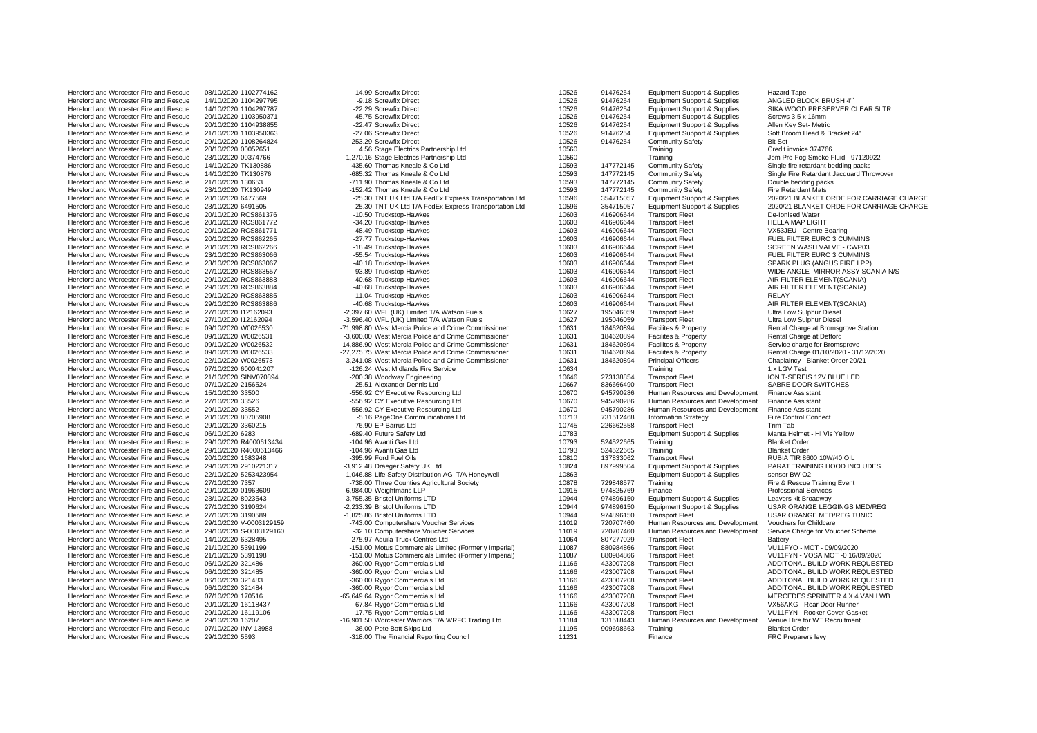| | | | | | | | | |
|---|---|---|---|---|---|---|---|---|
| Hereford and Worcester Fire and Rescue | 08/10/2020 | 1102774162 | -14.99 | Screwfix Direct | 10526 | 91476254 | Equipment Support & Supplies | Hazard Tape |
| Hereford and Worcester Fire and Rescue | 14/10/2020 | 1104297795 | -9.18 | Screwfix Direct | 10526 | 91476254 | Equipment Support & Supplies | ANGLED BLOCK BRUSH 4"` |
| Hereford and Worcester Fire and Rescue | 14/10/2020 | 1104297787 | -22.29 | Screwfix Direct | 10526 | 91476254 | Equipment Support & Supplies | SIKA WOOD PRESERVER CLEAR 5LTR |
| Hereford and Worcester Fire and Rescue | 20/10/2020 | 1103950371 | -45.75 | Screwfix Direct | 10526 | 91476254 | Equipment Support & Supplies | Screws 3.5 x 16mm |
| Hereford and Worcester Fire and Rescue | 20/10/2020 | 1104938855 | -22.47 | Screwfix Direct | 10526 | 91476254 | Equipment Support & Supplies | Allen Key Set- Metric |
| Hereford and Worcester Fire and Rescue | 21/10/2020 | 1103950363 | -27.06 | Screwfix Direct | 10526 | 91476254 | Equipment Support & Supplies | Soft Broom Head & Bracket 24" |
| Hereford and Worcester Fire and Rescue | 29/10/2020 | 1108264824 | -253.29 | Screwfix Direct | 10526 | 91476254 | Community Safety | Bit Set |
| Hereford and Worcester Fire and Rescue | 20/10/2020 | 00052651 | 4.56 | Stage Electrics Partnership Ltd | 10560 | | Training | Credit invoice 374766 |
| Hereford and Worcester Fire and Rescue | 23/10/2020 | 00374766 | -1,270.16 | Stage Electrics Partnership Ltd | 10560 | | Training | Jem Pro-Fog Smoke Fluid - 97120922 |
| Hereford and Worcester Fire and Rescue | 14/10/2020 | TK130886 | -435.60 | Thomas Kneale & Co Ltd | 10593 | 147772145 | Community Safety | Single fire retardant bedding packs |
| Hereford and Worcester Fire and Rescue | 14/10/2020 | TK130876 | -685.32 | Thomas Kneale & Co Ltd | 10593 | 147772145 | Community Safety | Single Fire Retardant Jacquard Throwover |
| Hereford and Worcester Fire and Rescue | 21/10/2020 | 130653 | -711.90 | Thomas Kneale & Co Ltd | 10593 | 147772145 | Community Safety | Double bedding packs |
| Hereford and Worcester Fire and Rescue | 23/10/2020 | TK130949 | -152.42 | Thomas Kneale & Co Ltd | 10593 | 147772145 | Community Safety | Fire Retardant Mats |
| Hereford and Worcester Fire and Rescue | 20/10/2020 | 6477569 | -25.30 | TNT UK Ltd T/A FedEx Express Transportation Ltd | 10596 | 354715057 | Equipment Support & Supplies | 2020/21 BLANKET ORDE FOR CARRIAGE CHARGE |
| Hereford and Worcester Fire and Rescue | 23/10/2020 | 6491505 | -25.30 | TNT UK Ltd T/A FedEx Express Transportation Ltd | 10596 | 354715057 | Equipment Support & Supplies | 2020/21 BLANKET ORDE FOR CARRIAGE CHARGE |
| Hereford and Worcester Fire and Rescue | 20/10/2020 | RCS861376 | -10.50 | Truckstop-Hawkes | 10603 | 416906644 | Transport Fleet | De-Ionised Water |
| Hereford and Worcester Fire and Rescue | 20/10/2020 | RCS861772 | -34.20 | Truckstop-Hawkes | 10603 | 416906644 | Transport Fleet | HELLA MAP LIGHT |
| Hereford and Worcester Fire and Rescue | 20/10/2020 | RCS861771 | -48.49 | Truckstop-Hawkes | 10603 | 416906644 | Transport Fleet | VX53JEU - Centre Bearing |
| Hereford and Worcester Fire and Rescue | 20/10/2020 | RCS862265 | -27.77 | Truckstop-Hawkes | 10603 | 416906644 | Transport Fleet | FUEL FILTER EURO 3 CUMMINS |
| Hereford and Worcester Fire and Rescue | 20/10/2020 | RCS862266 | -18.49 | Truckstop-Hawkes | 10603 | 416906644 | Transport Fleet | SCREEN WASH VALVE - CWP03 |
| Hereford and Worcester Fire and Rescue | 23/10/2020 | RCS863066 | -55.54 | Truckstop-Hawkes | 10603 | 416906644 | Transport Fleet | FUEL FILTER EURO 3 CUMMINS |
| Hereford and Worcester Fire and Rescue | 23/10/2020 | RCS863067 | -40.18 | Truckstop-Hawkes | 10603 | 416906644 | Transport Fleet | SPARK PLUG (ANGUS FIRE LPP) |
| Hereford and Worcester Fire and Rescue | 27/10/2020 | RCS863557 | -93.89 | Truckstop-Hawkes | 10603 | 416906644 | Transport Fleet | WIDE ANGLE MIRROR ASSY SCANIA N/S |
| Hereford and Worcester Fire and Rescue | 29/10/2020 | RCS863883 | -40.68 | Truckstop-Hawkes | 10603 | 416906644 | Transport Fleet | AIR FILTER ELEMENT(SCANIA) |
| Hereford and Worcester Fire and Rescue | 29/10/2020 | RCS863884 | -40.68 | Truckstop-Hawkes | 10603 | 416906644 | Transport Fleet | AIR FILTER ELEMENT(SCANIA) |
| Hereford and Worcester Fire and Rescue | 29/10/2020 | RCS863885 | -11.04 | Truckstop-Hawkes | 10603 | 416906644 | Transport Fleet | RELAY |
| Hereford and Worcester Fire and Rescue | 29/10/2020 | RCS863886 | -40.68 | Truckstop-Hawkes | 10603 | 416906644 | Transport Fleet | AIR FILTER ELEMENT(SCANIA) |
| Hereford and Worcester Fire and Rescue | 27/10/2020 | I12162093 | -2,397.60 | WFL (UK) Limited T/A Watson Fuels | 10627 | 195046059 | Transport Fleet | Ultra Low Sulphur Diesel |
| Hereford and Worcester Fire and Rescue | 27/10/2020 | I12162094 | -3,596.40 | WFL (UK) Limited T/A Watson Fuels | 10627 | 195046059 | Transport Fleet | Ultra Low Sulphur Diesel |
| Hereford and Worcester Fire and Rescue | 09/10/2020 | W0026530 | -71,998.80 | West Mercia Police and Crime Commissioner | 10631 | 184620894 | Facilites & Property | Rental Charge at Bromsgrove Station |
| Hereford and Worcester Fire and Rescue | 09/10/2020 | W0026531 | -3,600.00 | West Mercia Police and Crime Commissioner | 10631 | 184620894 | Facilites & Property | Rental Charge at Defford |
| Hereford and Worcester Fire and Rescue | 09/10/2020 | W0026532 | -14,886.90 | West Mercia Police and Crime Commissioner | 10631 | 184620894 | Facilites & Property | Service charge for Bromsgrove |
| Hereford and Worcester Fire and Rescue | 09/10/2020 | W0026533 | -27,275.75 | West Mercia Police and Crime Commissioner | 10631 | 184620894 | Facilites & Property | Rental Charge 01/10/2020 - 31/12/2020 |
| Hereford and Worcester Fire and Rescue | 22/10/2020 | W0026573 | -3,241.08 | West Mercia Police and Crime Commissioner | 10631 | 184620894 | Principal Officers | Chaplaincy - Blanket Order 20/21 |
| Hereford and Worcester Fire and Rescue | 07/10/2020 | 600041207 | -126.24 | West Midlands Fire Service | 10634 | | Training | 1 x LGV Test |
| Hereford and Worcester Fire and Rescue | 21/10/2020 | SINV070894 | -200.38 | Woodway Engineering | 10646 | 273138854 | Transport Fleet | ION T-SEREIS 12V BLUE LED |
| Hereford and Worcester Fire and Rescue | 07/10/2020 | 2156524 | -25.51 | Alexander Dennis Ltd | 10667 | 836666490 | Transport Fleet | SABRE DOOR SWITCHES |
| Hereford and Worcester Fire and Rescue | 15/10/2020 | 33500 | -556.92 | CY Executive Resourcing Ltd | 10670 | 945790286 | Human Resources and Development | Finance Assistant |
| Hereford and Worcester Fire and Rescue | 27/10/2020 | 33526 | -556.92 | CY Executive Resourcing Ltd | 10670 | 945790286 | Human Resources and Development | Finance Assistant |
| Hereford and Worcester Fire and Rescue | 29/10/2020 | 33552 | -556.92 | CY Executive Resourcing Ltd | 10670 | 945790286 | Human Resources and Development | Finance Assistant |
| Hereford and Worcester Fire and Rescue | 20/10/2020 | 80705908 | -5.16 | PageOne Communications Ltd | 10713 | 731512468 | Information Strategy | Fiire Control Connect |
| Hereford and Worcester Fire and Rescue | 29/10/2020 | 3360215 | -76.90 | EP Barrus Ltd | 10745 | 226662558 | Transport Fleet | Trim Tab |
| Hereford and Worcester Fire and Rescue | 06/10/2020 | 6283 | -689.40 | Future Safety Ltd | 10783 | | Equipment Support & Supplies | Manta Helmet - Hi Vis Yellow |
| Hereford and Worcester Fire and Rescue | 29/10/2020 | R4000613434 | -104.96 | Avanti Gas Ltd | 10793 | 524522665 | Training | Blanket Order |
| Hereford and Worcester Fire and Rescue | 29/10/2020 | R4000613466 | -104.96 | Avanti Gas Ltd | 10793 | 524522665 | Training | Blanket Order |
| Hereford and Worcester Fire and Rescue | 20/10/2020 | 1683948 | -395.99 | Ford Fuel Oils | 10810 | 137833062 | Transport Fleet | RUBIA TIR 8600 10W/40 OIL |
| Hereford and Worcester Fire and Rescue | 29/10/2020 | 2910221317 | -3,912.48 | Draeger Safety UK Ltd | 10824 | 897999504 | Equipment Support & Supplies | PARAT TRAINING HOOD INCLUDES |
| Hereford and Worcester Fire and Rescue | 22/10/2020 | 5253423954 | -1,046.88 | Life Safety Distribution AG T/A Honeywell | 10863 | | Equipment Support & Supplies | sensor BW O2 |
| Hereford and Worcester Fire and Rescue | 27/10/2020 | 7357 | -738.00 | Three Counties Agricultural Society | 10878 | 729848577 | Training | Fire & Rescue Training Event |
| Hereford and Worcester Fire and Rescue | 29/10/2020 | 01963609 | -6,984.00 | Weightmans LLP | 10915 | 974825769 | Finance | Professional Services |
| Hereford and Worcester Fire and Rescue | 23/10/2020 | 8023543 | -3,755.35 | Bristol Uniforms LTD | 10944 | 974896150 | Equipment Support & Supplies | Leavers kit Broadway |
| Hereford and Worcester Fire and Rescue | 27/10/2020 | 3190624 | -2,233.39 | Bristol Uniforms LTD | 10944 | 974896150 | Equipment Support & Supplies | USAR ORANGE LEGGINGS MED/REG |
| Hereford and Worcester Fire and Rescue | 27/10/2020 | 3190589 | -1,825.86 | Bristol Uniforms LTD | 10944 | 974896150 | Transport Fleet | USAR ORANGE MED/REG TUNIC |
| Hereford and Worcester Fire and Rescue | 29/10/2020 | V-0003129159 | -743.00 | Computershare Voucher Services | 11019 | 720707460 | Human Resources and Development | Vouchers for Childcare |
| Hereford and Worcester Fire and Rescue | 29/10/2020 | S-0003129160 | -32.10 | Computershare Voucher Services | 11019 | 720707460 | Human Resources and Development | Service Charge for Voucher Scheme |
| Hereford and Worcester Fire and Rescue | 14/10/2020 | 6328495 | -275.97 | Aquila Truck Centres Ltd | 11064 | 807277029 | Transport Fleet | Battery |
| Hereford and Worcester Fire and Rescue | 21/10/2020 | 5391199 | -151.00 | Motus Commercials Limited (Formerly Imperial) | 11087 | 880984866 | Transport Fleet | VU11FYO - MOT - 09/09/2020 |
| Hereford and Worcester Fire and Rescue | 21/10/2020 | 5391198 | -151.00 | Motus Commercials Limited (Formerly Imperial) | 11087 | 880984866 | Transport Fleet | VU11FYN - VOSA MOT -0 16/09/2020 |
| Hereford and Worcester Fire and Rescue | 06/10/2020 | 321486 | -360.00 | Rygor Commercials Ltd | 11166 | 423007208 | Transport Fleet | ADDITONAL BUILD WORK REQUESTED |
| Hereford and Worcester Fire and Rescue | 06/10/2020 | 321485 | -360.00 | Rygor Commercials Ltd | 11166 | 423007208 | Transport Fleet | ADDITONAL BUILD WORK REQUESTED |
| Hereford and Worcester Fire and Rescue | 06/10/2020 | 321483 | -360.00 | Rygor Commercials Ltd | 11166 | 423007208 | Transport Fleet | ADDITONAL BUILD WORK REQUESTED |
| Hereford and Worcester Fire and Rescue | 06/10/2020 | 321484 | -360.00 | Rygor Commercials Ltd | 11166 | 423007208 | Transport Fleet | ADDITONAL BUILD WORK REQUESTED |
| Hereford and Worcester Fire and Rescue | 07/10/2020 | 170516 | -65,649.64 | Rygor Commercials Ltd | 11166 | 423007208 | Transport Fleet | MERCEDES SPRINTER 4 X 4 VAN LWB |
| Hereford and Worcester Fire and Rescue | 20/10/2020 | 16118437 | -67.84 | Rygor Commercials Ltd | 11166 | 423007208 | Transport Fleet | VX56AKG - Rear Door Runner |
| Hereford and Worcester Fire and Rescue | 29/10/2020 | 16119106 | -17.75 | Rygor Commercials Ltd | 11166 | 423007208 | Transport Fleet | VU11FYN - Rocker Cover Gasket |
| Hereford and Worcester Fire and Rescue | 29/10/2020 | 16207 | -16,901.50 | Worcester Warriors T/A WRFC Trading Ltd | 11184 | 131518443 | Human Resources and Development | Venue Hire for WT Recruitment |
| Hereford and Worcester Fire and Rescue | 07/10/2020 | INV-13988 | -36.00 | Pete Bott Skips Ltd | 11195 | 909698663 | Training | Blanket Order |
| Hereford and Worcester Fire and Rescue | 29/10/2020 | 5593 | -318.00 | The Financial Reporting Council | 11231 | | Finance | FRC Preparers levy |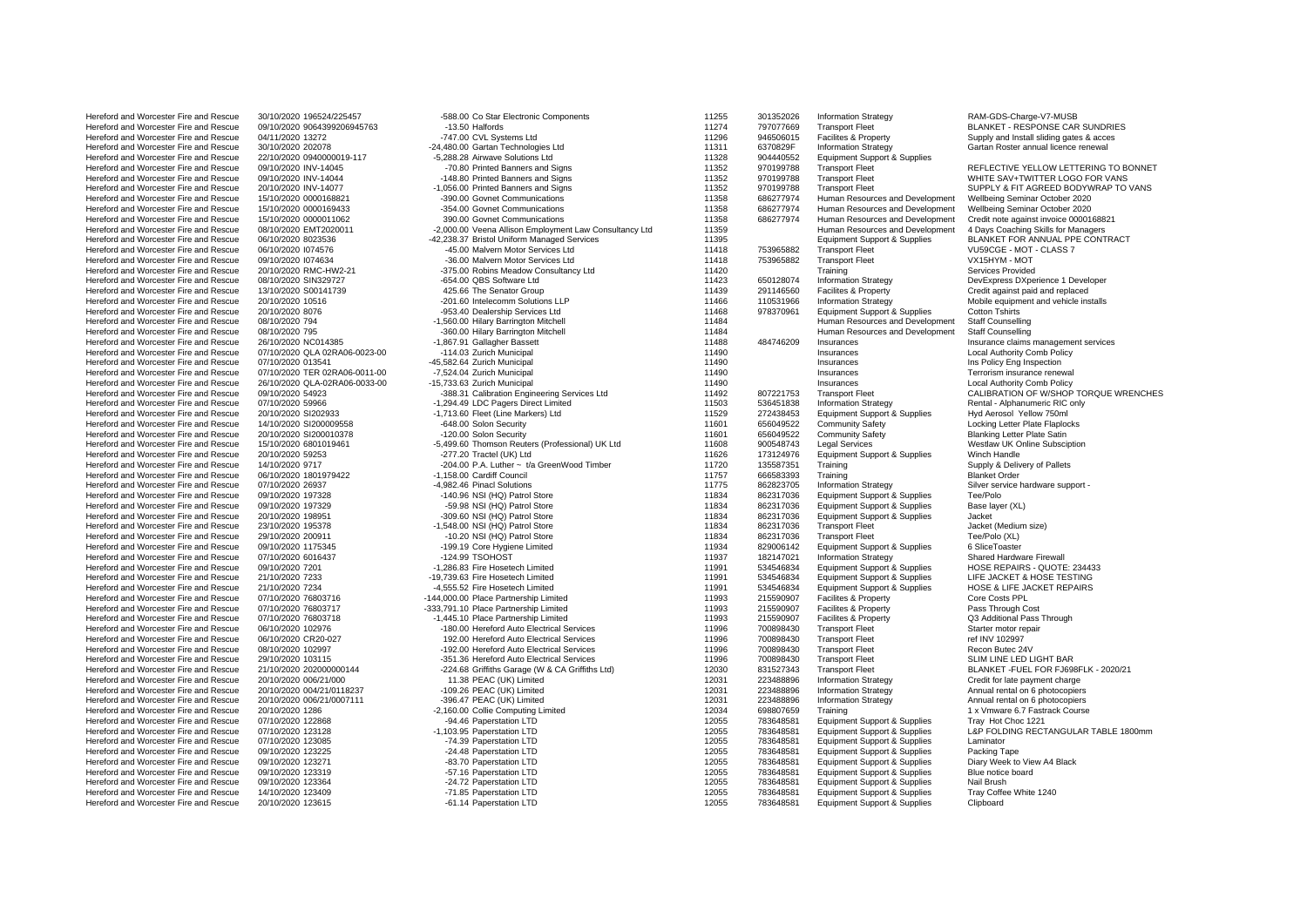| | | | | | | | | |
|---|---|---|---|---|---|---|---|---|
| Hereford and Worcester Fire and Rescue | 30/10/2020 | 196524/225457 | -588.00 | Co Star Electronic Components | 11255 | 301352026 | Information Strategy | RAM-GDS-Charge-V7-MUSB |
| Hereford and Worcester Fire and Rescue | 09/10/2020 | 9064399206945763 | -13.50 | Halfords | 11274 | 797077669 | Transport Fleet | BLANKET - RESPONSE CAR SUNDRIES |
| Hereford and Worcester Fire and Rescue | 04/11/2020 | 13272 | -747.00 | CVL Systems Ltd | 11296 | 946506015 | Facilites & Property | Supply and Install sliding gates & acces |
| Hereford and Worcester Fire and Rescue | 30/10/2020 | 202078 | -24,480.00 | Gartan Technologies Ltd | 11311 | 6370829F | Information Strategy | Gartan Roster annual licence renewal |
| Hereford and Worcester Fire and Rescue | 22/10/2020 | 0940000019-117 | -5,288.28 | Airwave Solutions Ltd | 11328 | 904440552 | Equipment Support & Supplies | |
| Hereford and Worcester Fire and Rescue | 09/10/2020 | INV-14045 | -70.80 | Printed Banners and Signs | 11352 | 970199788 | Transport Fleet | REFLECTIVE YELLOW LETTERING TO BONNET |
| Hereford and Worcester Fire and Rescue | 09/10/2020 | INV-14044 | -148.80 | Printed Banners and Signs | 11352 | 970199788 | Transport Fleet | WHITE SAV+TWITTER LOGO FOR VANS |
| Hereford and Worcester Fire and Rescue | 20/10/2020 | INV-14077 | -1,056.00 | Printed Banners and Signs | 11352 | 970199788 | Transport Fleet | SUPPLY & FIT AGREED BODYWRAP TO VANS |
| Hereford and Worcester Fire and Rescue | 15/10/2020 | 0000168821 | -390.00 | Govnet Communications | 11358 | 686277974 | Human Resources and Development | Wellbeing Seminar October 2020 |
| Hereford and Worcester Fire and Rescue | 15/10/2020 | 0000169433 | -354.00 | Govnet Communications | 11358 | 686277974 | Human Resources and Development | Wellbeing Seminar October 2020 |
| Hereford and Worcester Fire and Rescue | 15/10/2020 | 0000011062 | 390.00 | Govnet Communications | 11358 | 686277974 | Human Resources and Development | Credit note against invoice 0000168821 |
| Hereford and Worcester Fire and Rescue | 08/10/2020 | EMT2020011 | -2,000.00 | Veena Allison Employment Law Consultancy Ltd | 11359 | | Human Resources and Development | 4 Days Coaching Skills for Managers |
| Hereford and Worcester Fire and Rescue | 06/10/2020 | 8023536 | -42,238.37 | Bristol Uniform Managed Services | 11395 | | Equipment Support & Supplies | BLANKET FOR ANNUAL PPE CONTRACT |
| Hereford and Worcester Fire and Rescue | 06/10/2020 | I074576 | -45.00 | Malvern Motor Services Ltd | 11418 | 753965882 | Transport Fleet | VU59CGE - MOT - CLASS 7 |
| Hereford and Worcester Fire and Rescue | 09/10/2020 | I074634 | -36.00 | Malvern Motor Services Ltd | 11418 | 753965882 | Transport Fleet | VX15HYM - MOT |
| Hereford and Worcester Fire and Rescue | 20/10/2020 | RMC-HW2-21 | -375.00 | Robins Meadow Consultancy Ltd | 11420 | | Training | Services Provided |
| Hereford and Worcester Fire and Rescue | 08/10/2020 | SIN329727 | -654.00 | QBS Software Ltd | 11423 | 650128074 | Information Strategy | DevExpress DXperience 1 Developer |
| Hereford and Worcester Fire and Rescue | 13/10/2020 | S00141739 | 425.66 | The Senator Group | 11439 | 291146560 | Facilites & Property | Credit against paid and replaced |
| Hereford and Worcester Fire and Rescue | 20/10/2020 | 10516 | -201.60 | Intelecomm Solutions LLP | 11466 | 110531966 | Information Strategy | Mobile equipment and vehicle installs |
| Hereford and Worcester Fire and Rescue | 20/10/2020 | 8076 | -953.40 | Dealership Services Ltd | 11468 | 978370961 | Equipment Support & Supplies | Cotton Tshirts |
| Hereford and Worcester Fire and Rescue | 08/10/2020 | 794 | -1,560.00 | Hilary Barrington Mitchell | 11484 | | Human Resources and Development | Staff Counselling |
| Hereford and Worcester Fire and Rescue | 08/10/2020 | 795 | -360.00 | Hilary Barrington Mitchell | 11484 | | Human Resources and Development | Staff Counselling |
| Hereford and Worcester Fire and Rescue | 26/10/2020 | NC014385 | -1,867.91 | Gallagher Bassett | 11488 | 484746209 | Insurances | Insurance claims management services |
| Hereford and Worcester Fire and Rescue | 07/10/2020 | QLA 02RA06-0023-00 | -114.03 | Zurich Municipal | 11490 | | Insurances | Local Authority Comb Policy |
| Hereford and Worcester Fire and Rescue | 07/10/2020 | 013541 | -45,582.64 | Zurich Municipal | 11490 | | Insurances | Ins Policy Eng Inspection |
| Hereford and Worcester Fire and Rescue | 07/10/2020 | TER 02RA06-0011-00 | -7,524.04 | Zurich Municipal | 11490 | | Insurances | Terrorism insurance renewal |
| Hereford and Worcester Fire and Rescue | 26/10/2020 | QLA-02RA06-0033-00 | -15,733.63 | Zurich Municipal | 11490 | | Insurances | Local Authority Comb Policy |
| Hereford and Worcester Fire and Rescue | 09/10/2020 | 54923 | -388.31 | Calibration Engineering Services Ltd | 11492 | 807221753 | Transport Fleet | CALIBRATION OF W/SHOP TORQUE WRENCHES |
| Hereford and Worcester Fire and Rescue | 07/10/2020 | 59966 | -1,294.49 | LDC Pagers Direct Limited | 11503 | 536451838 | Information Strategy | Rental - Alphanumeric RIC only |
| Hereford and Worcester Fire and Rescue | 20/10/2020 | SI202933 | -1,713.60 | Fleet (Line Markers) Ltd | 11529 | 272438453 | Equipment Support & Supplies | Hyd Aerosol Yellow 750ml |
| Hereford and Worcester Fire and Rescue | 14/10/2020 | SI200009558 | -648.00 | Solon Security | 11601 | 656049522 | Community Safety | Locking Letter Plate Flaplocks |
| Hereford and Worcester Fire and Rescue | 20/10/2020 | SI200010378 | -120.00 | Solon Security | 11601 | 656049522 | Community Safety | Blanking Letter Plate Satin |
| Hereford and Worcester Fire and Rescue | 15/10/2020 | 6801019461 | -5,499.60 | Thomson Reuters (Professional) UK Ltd | 11608 | 900548743 | Legal Services | Westlaw UK Online Subsciption |
| Hereford and Worcester Fire and Rescue | 20/10/2020 | 59253 | -277.20 | Tractel (UK) Ltd | 11626 | 173124976 | Equipment Support & Supplies | Winch Handle |
| Hereford and Worcester Fire and Rescue | 14/10/2020 | 9717 | -204.00 | P.A. Luther ~ t/a GreenWood Timber | 11720 | 135587351 | Training | Supply & Delivery of Pallets |
| Hereford and Worcester Fire and Rescue | 06/10/2020 | 1801979422 | -1,158.00 | Cardiff Council | 11757 | 666583393 | Training | Blanket Order |
| Hereford and Worcester Fire and Rescue | 07/10/2020 | 26937 | -4,982.46 | Pinacl Solutions | 11775 | 862823705 | Information Strategy | Silver service hardware support - |
| Hereford and Worcester Fire and Rescue | 09/10/2020 | 197328 | -140.96 | NSI (HQ) Patrol Store | 11834 | 862317036 | Equipment Support & Supplies | Tee/Polo |
| Hereford and Worcester Fire and Rescue | 09/10/2020 | 197329 | -59.98 | NSI (HQ) Patrol Store | 11834 | 862317036 | Equipment Support & Supplies | Base layer (XL) |
| Hereford and Worcester Fire and Rescue | 20/10/2020 | 198951 | -309.60 | NSI (HQ) Patrol Store | 11834 | 862317036 | Equipment Support & Supplies | Jacket |
| Hereford and Worcester Fire and Rescue | 23/10/2020 | 195378 | -1,548.00 | NSI (HQ) Patrol Store | 11834 | 862317036 | Transport Fleet | Jacket (Medium size) |
| Hereford and Worcester Fire and Rescue | 29/10/2020 | 200911 | -10.20 | NSI (HQ) Patrol Store | 11834 | 862317036 | Transport Fleet | Tee/Polo (XL) |
| Hereford and Worcester Fire and Rescue | 09/10/2020 | 1175345 | -199.19 | Core Hygiene Limited | 11934 | 829006142 | Equipment Support & Supplies | 6 SliceToaster |
| Hereford and Worcester Fire and Rescue | 07/10/2020 | 6016437 | -124.99 | TSOHOST | 11937 | 182147021 | Information Strategy | Shared Hardware Firewall |
| Hereford and Worcester Fire and Rescue | 09/10/2020 | 7201 | -1,286.83 | Fire Hosetech Limited | 11991 | 534546834 | Equipment Support & Supplies | HOSE REPAIRS - QUOTE: 234433 |
| Hereford and Worcester Fire and Rescue | 21/10/2020 | 7233 | -19,739.63 | Fire Hosetech Limited | 11991 | 534546834 | Equipment Support & Supplies | LIFE JACKET & HOSE TESTING |
| Hereford and Worcester Fire and Rescue | 21/10/2020 | 7234 | -4,555.52 | Fire Hosetech Limited | 11991 | 534546834 | Equipment Support & Supplies | HOSE & LIFE JACKET REPAIRS |
| Hereford and Worcester Fire and Rescue | 07/10/2020 | 76803716 | -144,000.00 | Place Partnership Limited | 11993 | 215590907 | Facilites & Property | Core Costs PPL |
| Hereford and Worcester Fire and Rescue | 07/10/2020 | 76803717 | -333,791.10 | Place Partnership Limited | 11993 | 215590907 | Facilites & Property | Pass Through Cost |
| Hereford and Worcester Fire and Rescue | 07/10/2020 | 76803718 | -1,445.10 | Place Partnership Limited | 11993 | 215590907 | Facilites & Property | Q3 Additional Pass Through |
| Hereford and Worcester Fire and Rescue | 06/10/2020 | 102976 | -180.00 | Hereford Auto Electrical Services | 11996 | 700898430 | Transport Fleet | Starter motor repair |
| Hereford and Worcester Fire and Rescue | 06/10/2020 | CR20-027 | 192.00 | Hereford Auto Electrical Services | 11996 | 700898430 | Transport Fleet | ref INV 102997 |
| Hereford and Worcester Fire and Rescue | 08/10/2020 | 102997 | -192.00 | Hereford Auto Electrical Services | 11996 | 700898430 | Transport Fleet | Recon Butec 24V |
| Hereford and Worcester Fire and Rescue | 29/10/2020 | 103115 | -351.36 | Hereford Auto Electrical Services | 11996 | 700898430 | Transport Fleet | SLIM LINE LED LIGHT BAR |
| Hereford and Worcester Fire and Rescue | 21/10/2020 | 202000000144 | -224.68 | Griffiths Garage (W & CA Griffiths Ltd) | 12030 | 831527343 | Transport Fleet | BLANKET -FUEL FOR FJ698FLK - 2020/21 |
| Hereford and Worcester Fire and Rescue | 20/10/2020 | 006/21/000 | 11.38 | PEAC (UK) Limited | 12031 | 223488896 | Information Strategy | Credit for late payment charge |
| Hereford and Worcester Fire and Rescue | 20/10/2020 | 004/21/0118237 | -109.26 | PEAC (UK) Limited | 12031 | 223488896 | Information Strategy | Annual rental on 6 photocopiers |
| Hereford and Worcester Fire and Rescue | 20/10/2020 | 006/21/0007111 | -396.47 | PEAC (UK) Limited | 12031 | 223488896 | Information Strategy | Annual rental on 6 photocopiers |
| Hereford and Worcester Fire and Rescue | 20/10/2020 | 1286 | -2,160.00 | Collie Computing Limited | 12034 | 698807659 | Training | 1 x Vmware 6.7 Fastrack Course |
| Hereford and Worcester Fire and Rescue | 07/10/2020 | 122868 | -94.46 | Paperstation LTD | 12055 | 783648581 | Equipment Support & Supplies | Tray Hot Choc 1221 |
| Hereford and Worcester Fire and Rescue | 07/10/2020 | 123128 | -1,103.95 | Paperstation LTD | 12055 | 783648581 | Equipment Support & Supplies | L&P FOLDING RECTANGULAR TABLE 1800mm |
| Hereford and Worcester Fire and Rescue | 07/10/2020 | 123085 | -74.39 | Paperstation LTD | 12055 | 783648581 | Equipment Support & Supplies | Laminator |
| Hereford and Worcester Fire and Rescue | 09/10/2020 | 123225 | -24.48 | Paperstation LTD | 12055 | 783648581 | Equipment Support & Supplies | Packing Tape |
| Hereford and Worcester Fire and Rescue | 09/10/2020 | 123271 | -83.70 | Paperstation LTD | 12055 | 783648581 | Equipment Support & Supplies | Diary Week to View A4 Black |
| Hereford and Worcester Fire and Rescue | 09/10/2020 | 123319 | -57.16 | Paperstation LTD | 12055 | 783648581 | Equipment Support & Supplies | Blue notice board |
| Hereford and Worcester Fire and Rescue | 09/10/2020 | 123364 | -24.72 | Paperstation LTD | 12055 | 783648581 | Equipment Support & Supplies | Nail Brush |
| Hereford and Worcester Fire and Rescue | 14/10/2020 | 123409 | -71.85 | Paperstation LTD | 12055 | 783648581 | Equipment Support & Supplies | Tray Coffee White 1240 |
| Hereford and Worcester Fire and Rescue | 20/10/2020 | 123615 | -61.14 | Paperstation LTD | 12055 | 783648581 | Equipment Support & Supplies | Clipboard |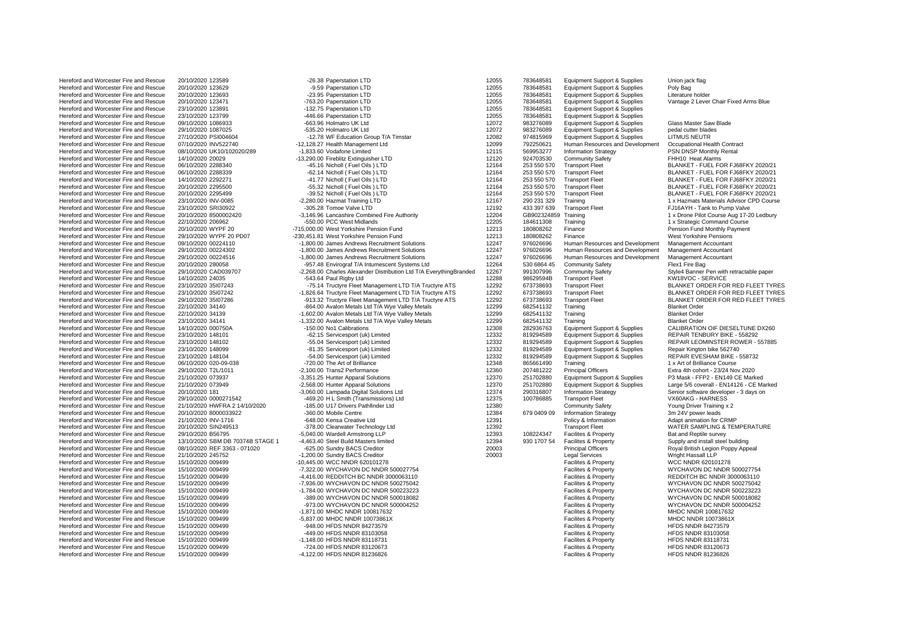| | | | | | | | | |
|---|---|---|---|---|---|---|---|---|
| Hereford and Worcester Fire and Rescue | 20/10/2020 | 123589 | -26.38 | Paperstation LTD | 12055 | 783648581 | Equipment Support & Supplies | Union jack flag |
| Hereford and Worcester Fire and Rescue | 20/10/2020 | 123629 | -9.59 | Paperstation LTD | 12055 | 783648581 | Equipment Support & Supplies | Poly Bag |
| Hereford and Worcester Fire and Rescue | 20/10/2020 | 123693 | -23.95 | Paperstation LTD | 12055 | 783648581 | Equipment Support & Supplies | Literature holder |
| Hereford and Worcester Fire and Rescue | 20/10/2020 | 123471 | -763.20 | Paperstation LTD | 12055 | 783648581 | Equipment Support & Supplies | Vantage 2 Lever Chair Fixed Arms Blue |
| Hereford and Worcester Fire and Rescue | 23/10/2020 | 123891 | -132.75 | Paperstation LTD | 12055 | 783648581 | Equipment Support & Supplies | |
| Hereford and Worcester Fire and Rescue | 23/10/2020 | 123799 | -446.66 | Paperstation LTD | 12055 | 783648581 | Equipment Support & Supplies | |
| Hereford and Worcester Fire and Rescue | 09/10/2020 | 1086933 | -663.96 | Holmatro UK Ltd | 12072 | 983276089 | Equipment Support & Supplies | Glass Master Saw Blade |
| Hereford and Worcester Fire and Rescue | 29/10/2020 | 1087025 | -535.20 | Holmatro UK Ltd | 12072 | 983276089 | Equipment Support & Supplies | pedal cutter blades |
| Hereford and Worcester Fire and Rescue | 27/10/2020 | PSI004604 | -12.78 | WF Education Group T/A Timstar | 12082 | 974815969 | Equipment Support & Supplies | LITMUS NEUTR |
| Hereford and Worcester Fire and Rescue | 07/10/2020 | INV522740 | -12,128.27 | Health Management Ltd | 12099 | 792250621 | Human Resources and Development | Occupational Health Contract |
| Hereford and Worcester Fire and Rescue | 08/10/2020 | UK10/102020/289 | -1,833.60 | Vodafone Limited | 12115 | 569953277 | Information Strategy | PSN DNSP Monthly Rental |
| Hereford and Worcester Fire and Rescue | 14/10/2020 | 20029 | -13,290.00 | Fireblitz Extinguisher LTD | 12120 | 924703530 | Community Safety | FHH10 Heat Alarms |
| Hereford and Worcester Fire and Rescue | 06/10/2020 | 2288340 | -45.16 | Nicholl ( Fuel Oils ) LTD | 12164 | 253 550 570 | Transport Fleet | BLANKET - FUEL FOR FJ68FKY 2020/21 |
| Hereford and Worcester Fire and Rescue | 06/10/2020 | 2288339 | -62.14 | Nicholl ( Fuel Oils ) LTD | 12164 | 253 550 570 | Transport Fleet | BLANKET - FUEL FOR FJ68FKY 2020/21 |
| Hereford and Worcester Fire and Rescue | 14/10/2020 | 2292271 | -41.77 | Nicholl ( Fuel Oils ) LTD | 12164 | 253 550 570 | Transport Fleet | BLANKET - FUEL FOR FJ68FKY 2020/21 |
| Hereford and Worcester Fire and Rescue | 20/10/2020 | 2295500 | -55.32 | Nicholl ( Fuel Oils ) LTD | 12164 | 253 550 570 | Transport Fleet | BLANKET - FUEL FOR FJ68FKY 2020/21 |
| Hereford and Worcester Fire and Rescue | 20/10/2020 | 2295499 | -39.52 | Nicholl ( Fuel Oils ) LTD | 12164 | 253 550 570 | Transport Fleet | BLANKET - FUEL FOR FJ68FKY 2020/21 |
| Hereford and Worcester Fire and Rescue | 23/10/2020 | INV-0085 | -2,280.00 | Hazmat Training LTD | 12167 | 290 231 329 | Training | 1 x Hazmats Materials Advisor CPD Course |
| Hereford and Worcester Fire and Rescue | 23/10/2020 | SRI30922 | -305.28 | Tomoe Valve LTD | 12192 | 433 397 639 | Transport Fleet | FJ16AYH - Tank to Pump Valve |
| Hereford and Worcester Fire and Rescue | 20/10/2020 | 8500002420 | -3,146.96 | Lancashire Combined Fire Authority | 12204 | GB902324859 | Training | 1 x Drone Pilot Course Aug 17-20 Ledbury |
| Hereford and Worcester Fire and Rescue | 22/10/2020 | 206962 | -550.00 | PCC West Midlands | 12205 | 184611308 | Training | 1 x Strategic Command Course |
| Hereford and Worcester Fire and Rescue | 20/10/2020 | WYPF 20 | -715,000.00 | West Yorkshire Pension Fund | 12213 | 180808262 | Finance | Pension Fund Monthly Payment |
| Hereford and Worcester Fire and Rescue | 29/10/2020 | WYPF 20 PD07 | -230,451.81 | West Yorkshire Pension Fund | 12213 | 180808262 | Finance | West Yorkshire Pensions |
| Hereford and Worcester Fire and Rescue | 09/10/2020 | 00224110 | -1,800.00 | James Andrews Recruitment Solutions | 12247 | 976026696 | Human Resources and Development | Management Accountant |
| Hereford and Worcester Fire and Rescue | 29/10/2020 | 00224302 | -1,800.00 | James Andrews Recruitment Solutions | 12247 | 976026696 | Human Resources and Development | Management Accountant |
| Hereford and Worcester Fire and Rescue | 29/10/2020 | 00224516 | -1,800.00 | James Andrews Recruitment Solutions | 12247 | 976026696 | Human Resources and Development | Management Accountant |
| Hereford and Worcester Fire and Rescue | 20/10/2020 | 280058 | -957.48 | Envirograf T/A Intumescent Systems Ltd | 12264 | 530 6864 45 | Community Safety | Flex1 Fire Bag |
| Hereford and Worcester Fire and Rescue | 29/10/2020 | CAD039707 | -2,268.00 | Charles Alexander Distribution Ltd T/A EverythingBranded | 12267 | 991307996 | Community Safety | Style4 Banner Pen with retractable paper |
| Hereford and Worcester Fire and Rescue | 14/10/2020 | 24035 | -543.64 | Paul Rigby Ltd | 12288 | 98629594B | Transport Fleet | KW18VOC - SERVICE |
| Hereford and Worcester Fire and Rescue | 23/10/2020 | 35I07243 | -75.14 | Tructyre Fleet Management LTD T/A Tructyre ATS | 12292 | 673738693 | Transport Fleet | BLANKET ORDER FOR RED FLEET TYRES |
| Hereford and Worcester Fire and Rescue | 23/10/2020 | 35I07242 | -1,826.64 | Tructyre Fleet Management LTD T/A Tructyre ATS | 12292 | 673738693 | Transport Fleet | BLANKET ORDER FOR RED FLEET TYRES |
| Hereford and Worcester Fire and Rescue | 29/10/2020 | 35I07286 | -913.32 | Tructyre Fleet Management LTD T/A Tructyre ATS | 12292 | 673738693 | Transport Fleet | BLANKET ORDER FOR RED FLEET TYRES |
| Hereford and Worcester Fire and Rescue | 22/10/2020 | 34140 | -864.00 | Avalon Metals Ltd T/A Wye Valley Metals | 12299 | 682541132 | Training | Blanket Order |
| Hereford and Worcester Fire and Rescue | 22/10/2020 | 34139 | -1,602.00 | Avalon Metals Ltd T/A Wye Valley Metals | 12299 | 682541132 | Training | Blanket Order |
| Hereford and Worcester Fire and Rescue | 23/10/2020 | 34141 | -1,332.00 | Avalon Metals Ltd T/A Wye Valley Metals | 12299 | 682541132 | Training | Blanket Order |
| Hereford and Worcester Fire and Rescue | 14/10/2020 | 000750A | -150.00 | No1 Calibrations | 12308 | 282936763 | Equipment Support & Supplies | CALIBRATION OIF DIESELTUNE DX260 |
| Hereford and Worcester Fire and Rescue | 23/10/2020 | 148101 | -62.15 | Servicesport (uk) Limited | 12332 | 819294589 | Equipment Support & Supplies | REPAIR TENBURY BIKE - 558292 |
| Hereford and Worcester Fire and Rescue | 23/10/2020 | 148102 | -55.04 | Servicesport (uk) Limited | 12332 | 819294589 | Equipment Support & Supplies | REPAIR LEOMINSTER ROWER - 557885 |
| Hereford and Worcester Fire and Rescue | 23/10/2020 | 148099 | -81.35 | Servicesport (uk) Limited | 12332 | 819294589 | Equipment Support & Supplies | Repair Kington bike 562740 |
| Hereford and Worcester Fire and Rescue | 23/10/2020 | 148104 | -54.00 | Servicesport (uk) Limited | 12332 | 819294589 | Equipment Support & Supplies | REPAIR EVESHAM BIKE - 558732 |
| Hereford and Worcester Fire and Rescue | 06/10/2020 | 020-09-038 | -720.00 | The Art of Brilliance | 12348 | 865661490 | Training | 1 x Art of Brilliance Course |
| Hereford and Worcester Fire and Rescue | 29/10/2020 | T2L/1011 | -2,100.00 | Trans2 Performance | 12360 | 207481222 | Principal Officers | Extra 4th cohort - 23/24 Nov 2020 |
| Hereford and Worcester Fire and Rescue | 21/10/2020 | 073937 | -3,351.25 | Hunter Apparal Solutions | 12370 | 251702880 | Equipment Support & Supplies | P3 Mask - FFP2 - EN149 CE Marked |
| Hereford and Worcester Fire and Rescue | 21/10/2020 | 073949 | -2,568.00 | Hunter Apparal Solutions | 12370 | 251702880 | Equipment Support & Supplies | Large 5/6 coverall - EN14126 - CE Marked |
| Hereford and Worcester Fire and Rescue | 20/10/2020 | 181 | -3,060.00 | Lampada Digital Solutions Ltd | 12374 | 290316807 | Information Strategy | Senior software developer - 3 days on |
| Hereford and Worcester Fire and Rescue | 29/10/2020 | 0000271542 | -469.20 | H L Smith (Transmissions) Ltd | 12375 | 100786885 | Transport Fleet | VX60AKG - HARNESS |
| Hereford and Worcester Fire and Rescue | 21/10/2020 | HWFRA 2 14/10/2020 | -185.00 | U17 Drivers Pathfinder Ltd | 12380 | | Community Safety | Young Driver Training x 2 |
| Hereford and Worcester Fire and Rescue | 20/10/2020 | 8000033922 | -360.00 | Mobile Centre | 12384 | 679 0409 09 | Information Strategy | 3m 24V power leads |
| Hereford and Worcester Fire and Rescue | 21/10/2020 | INV-1716 | -648.00 | Kensa Creative Ltd | 12391 | | Policy & Information | Adapt animation for CRMP |
| Hereford and Worcester Fire and Rescue | 20/10/2020 | SIN249513 | -378.00 | Clearwater Technology Ltd | 12392 | | Transport Fleet | WATER SAMPLING & TEMPERATURE |
| Hereford and Worcester Fire and Rescue | 29/10/2020 | B56795 | -5,040.00 | Wardell Armstrong LLP | 12393 | 108224347 | Facilites & Property | Bat and Reptile survey |
| Hereford and Worcester Fire and Rescue | 13/10/2020 | SBM DB 70374B STAGE 1 | -4,463.40 | Steel Build Masters limited | 12394 | 930 1707 54 | Facilites & Property | Supply and install steel building |
| Hereford and Worcester Fire and Rescue | 08/10/2020 | REF 3363 - 071020 | -625.00 | Sundry BACS Creditor | 20003 | | Principal Officers | Royal British Legion Poppy Appeal |
| Hereford and Worcester Fire and Rescue | 21/10/2020 | 245752 | -1,200.00 | Sundry BACS Creditor | 20003 | | Legal Services | Wright Hassall LLP |
| Hereford and Worcester Fire and Rescue | 15/10/2020 | 009499 | -10,445.00 | WCC NNDR 620101278 | | | Facilites & Property | WCC NNDR 620101278 |
| Hereford and Worcester Fire and Rescue | 15/10/2020 | 009499 | -7,322.00 | WYCHAVON DC NNDR 500027754 | | | Facilites & Property | WYCHAVON DC NNDR 500027754 |
| Hereford and Worcester Fire and Rescue | 15/10/2020 | 009499 | -4,416.00 | REDDITCH BC NNDR 3000063110 | | | Facilites & Property | REDDITCH BC NNDR 3000063110 |
| Hereford and Worcester Fire and Rescue | 15/10/2020 | 009499 | -7,936.00 | WYCHAVON DC NNDR 500275042 | | | Facilites & Property | WYCHAVON DC NNDR 500275042 |
| Hereford and Worcester Fire and Rescue | 15/10/2020 | 009499 | -1,784.00 | WYCHAVON DC NNDR 500223223 | | | Facilites & Property | WYCHAVON DC NNDR 500223223 |
| Hereford and Worcester Fire and Rescue | 15/10/2020 | 009499 | -389.00 | WYCHAVON DC NNDR 500018082 | | | Facilites & Property | WYCHAVON DC NNDR 500018082 |
| Hereford and Worcester Fire and Rescue | 15/10/2020 | 009499 | -973.00 | WYCHAVON DC NNDR 500004252 | | | Facilites & Property | WYCHAVON DC NNDR 500004252 |
| Hereford and Worcester Fire and Rescue | 15/10/2020 | 009499 | -1,871.00 | MHDC NNDR 100817632 | | | Facilites & Property | MHDC NNDR 100817632 |
| Hereford and Worcester Fire and Rescue | 15/10/2020 | 009499 | -5,837.00 | MHDC NNDR 10073861X | | | Facilites & Property | MHDC NNDR 10073861X |
| Hereford and Worcester Fire and Rescue | 15/10/2020 | 009499 | -948.00 | HFDS NNDR 84273579 | | | Facilites & Property | HFDS NNDR 84273579 |
| Hereford and Worcester Fire and Rescue | 15/10/2020 | 009499 | -449.00 | HFDS NNDR 83103058 | | | Facilites & Property | HFDS NNDR 83103058 |
| Hereford and Worcester Fire and Rescue | 15/10/2020 | 009499 | -1,148.00 | HFDS NNDR 83118731 | | | Facilites & Property | HFDS NNDR 83118731 |
| Hereford and Worcester Fire and Rescue | 15/10/2020 | 009499 | -724.00 | HFDS NNDR 83120673 | | | Facilites & Property | HFDS NNDR 83120673 |
| Hereford and Worcester Fire and Rescue | 15/10/2020 | 009499 | -4,122.00 | HFDS NNDR 81236826 | | | Facilites & Property | HFDS NNDR 81236826 |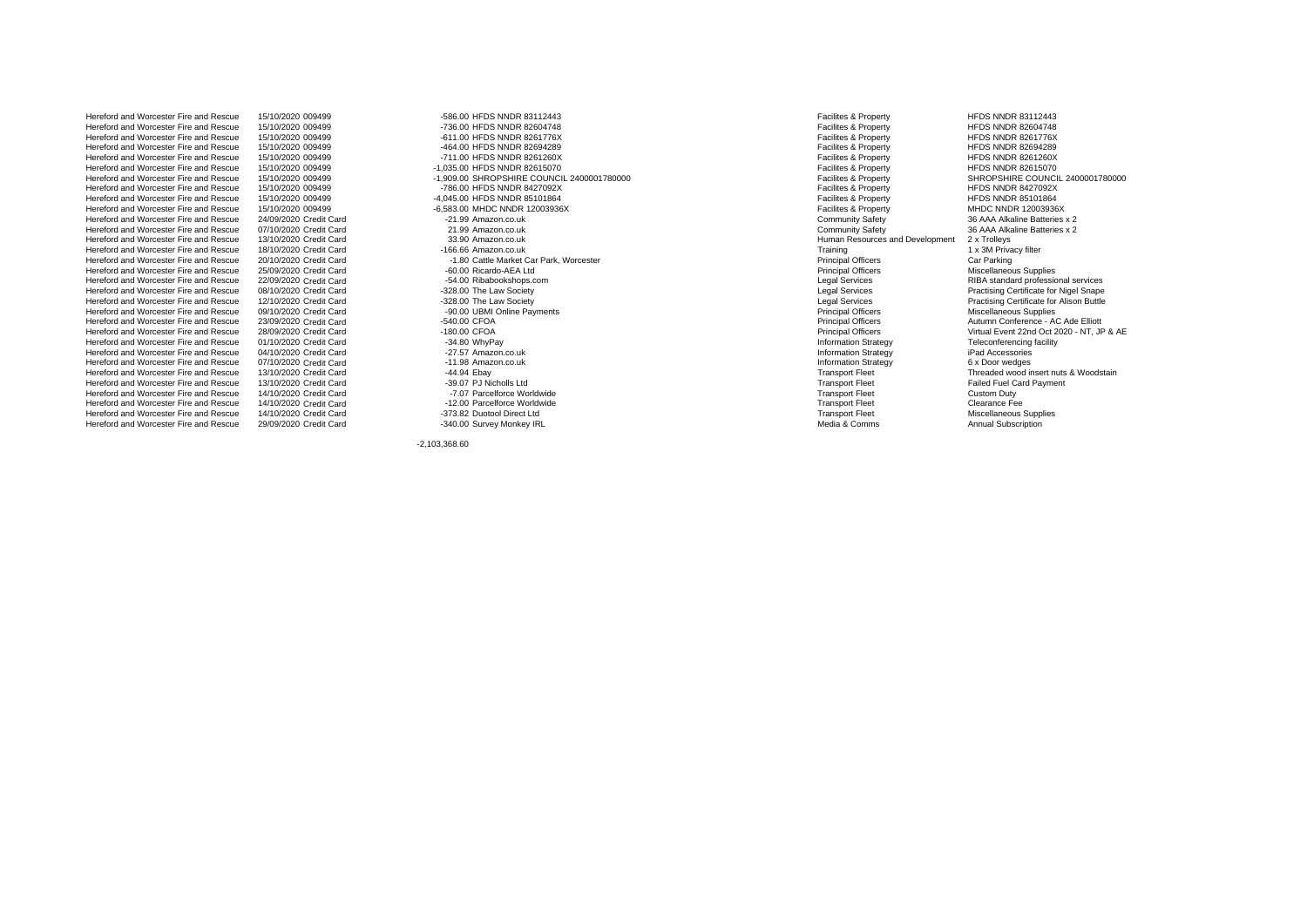| | | | | | | |
|---|---|---|---|---|---|---|
| Hereford and Worcester Fire and Rescue | 15/10/2020 | 009499 | -586.00 | HFDS NNDR 83112443 | Facilites & Property | HFDS NNDR 83112443 |
| Hereford and Worcester Fire and Rescue | 15/10/2020 | 009499 | -736.00 | HFDS NNDR 82604748 | Facilites & Property | HFDS NNDR 82604748 |
| Hereford and Worcester Fire and Rescue | 15/10/2020 | 009499 | -611.00 | HFDS NNDR 8261776X | Facilites & Property | HFDS NNDR 8261776X |
| Hereford and Worcester Fire and Rescue | 15/10/2020 | 009499 | -464.00 | HFDS NNDR 82694289 | Facilites & Property | HFDS NNDR 82694289 |
| Hereford and Worcester Fire and Rescue | 15/10/2020 | 009499 | -711.00 | HFDS NNDR 8261260X | Facilites & Property | HFDS NNDR 8261260X |
| Hereford and Worcester Fire and Rescue | 15/10/2020 | 009499 | -1,035.00 | HFDS NNDR 82615070 | Facilites & Property | HFDS NNDR 82615070 |
| Hereford and Worcester Fire and Rescue | 15/10/2020 | 009499 | -1,909.00 | SHROPSHIRE COUNCIL 2400001780000 | Facilites & Property | SHROPSHIRE COUNCIL 2400001780000 |
| Hereford and Worcester Fire and Rescue | 15/10/2020 | 009499 | -786.00 | HFDS NNDR 8427092X | Facilites & Property | HFDS NNDR 8427092X |
| Hereford and Worcester Fire and Rescue | 15/10/2020 | 009499 | -4,045.00 | HFDS NNDR 85101864 | Facilites & Property | HFDS NNDR 85101864 |
| Hereford and Worcester Fire and Rescue | 15/10/2020 | 009499 | -6,583.00 | MHDC NNDR 12003936X | Facilites & Property | MHDC NNDR 12003936X |
| Hereford and Worcester Fire and Rescue | 24/09/2020 | Credit Card | -21.99 | Amazon.co.uk | Community Safety | 36 AAA Alkaline Batteries x 2 |
| Hereford and Worcester Fire and Rescue | 07/10/2020 | Credit Card | 21.99 | Amazon.co.uk | Community Safety | 36 AAA Alkaline Batteries x 2 |
| Hereford and Worcester Fire and Rescue | 13/10/2020 | Credit Card | 33.90 | Amazon.co.uk | Human Resources and Development | 2 x Trolleys |
| Hereford and Worcester Fire and Rescue | 18/10/2020 | Credit Card | -166.66 | Amazon.co.uk | Training | 1 x 3M Privacy filter |
| Hereford and Worcester Fire and Rescue | 20/10/2020 | Credit Card | -1.80 | Cattle Market Car Park, Worcester | Principal Officers | Car Parking |
| Hereford and Worcester Fire and Rescue | 25/09/2020 | Credit Card | -60.00 | Ricardo-AEA Ltd | Principal Officers | Miscellaneous Supplies |
| Hereford and Worcester Fire and Rescue | 22/09/2020 | Credit Card | -54.00 | Ribabookshops.com | Legal Services | RIBA standard professional services |
| Hereford and Worcester Fire and Rescue | 08/10/2020 | Credit Card | -328.00 | The Law Society | Legal Services | Practising Certificate for Nigel Snape |
| Hereford and Worcester Fire and Rescue | 12/10/2020 | Credit Card | -328.00 | The Law Society | Legal Services | Practising Certificate for Alison Buttle |
| Hereford and Worcester Fire and Rescue | 09/10/2020 | Credit Card | -90.00 | UBMI Online Payments | Principal Officers | Miscellaneous Supplies |
| Hereford and Worcester Fire and Rescue | 23/09/2020 | Credit Card | -540.00 | CFOA | Principal Officers | Autumn Conference - AC Ade Elliott |
| Hereford and Worcester Fire and Rescue | 28/09/2020 | Credit Card | -180.00 | CFOA | Principal Officers | Virtual Event 22nd Oct 2020 - NT, JP & AE |
| Hereford and Worcester Fire and Rescue | 01/10/2020 | Credit Card | -34.80 | WhyPay | Information Strategy | Teleconferencing facility |
| Hereford and Worcester Fire and Rescue | 04/10/2020 | Credit Card | -27.57 | Amazon.co.uk | Information Strategy | iPad Accessories |
| Hereford and Worcester Fire and Rescue | 07/10/2020 | Credit Card | -11.98 | Amazon.co.uk | Information Strategy | 6 x Door wedges |
| Hereford and Worcester Fire and Rescue | 13/10/2020 | Credit Card | -44.94 | Ebay | Transport Fleet | Threaded wood insert nuts & Woodstain |
| Hereford and Worcester Fire and Rescue | 13/10/2020 | Credit Card | -39.07 | PJ Nicholls Ltd | Transport Fleet | Failed Fuel Card Payment |
| Hereford and Worcester Fire and Rescue | 14/10/2020 | Credit Card | -7.07 | Parcelforce Worldwide | Transport Fleet | Custom Duty |
| Hereford and Worcester Fire and Rescue | 14/10/2020 | Credit Card | -12.00 | Parcelforce Worldwide | Transport Fleet | Clearance Fee |
| Hereford and Worcester Fire and Rescue | 14/10/2020 | Credit Card | -373.82 | Duotool Direct Ltd | Transport Fleet | Miscellaneous Supplies |
| Hereford and Worcester Fire and Rescue | 29/09/2020 | Credit Card | -340.00 | Survey Monkey IRL | Media & Comms | Annual Subscription |
| | | | -2,103,368.60 | | | |